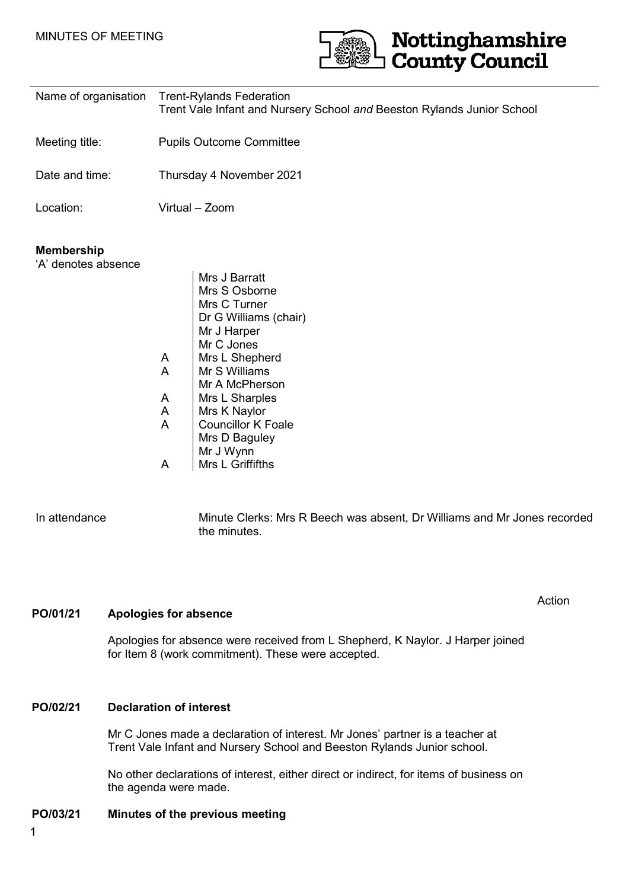MINUTES OF MEETING

**Nottinghamshire County Council**

| | |
|---|---|
| Name of organisation | Trent-Rylands Federation<br>Trent Vale Infant and Nursery School *and* Beeston Rylands Junior School |
| Meeting title: | Pupils Outcome Committee |
| Date and time: | Thursday 4 November 2021 |
| Location: | Virtual – Zoom |

**Membership**

'A' denotes absence

| | |
|---|---|
| | Mrs J Barratt |
| | Mrs S Osborne |
| | Mrs C Turner |
| | Dr G Williams (chair) |
| | Mr J Harper |
| | Mr C Jones |
| A | Mrs L Shepherd |
| A | Mr S Williams |
| | Mr A McPherson |
| A | Mrs L Sharples |
| A | Mrs K Naylor |
| A | Councillor K Foale |
| | Mrs D Baguley |
| | Mr J Wynn |
| A | Mrs L Griffiths |

In attendance — Minute Clerks: Mrs R Beech was absent, Dr Williams and Mr Jones recorded the minutes.

Action

**PO/01/21 Apologies for absence**

Apologies for absence were received from L Shepherd, K Naylor. J Harper joined for Item 8 (work commitment). These were accepted.

**PO/02/21 Declaration of interest**

Mr C Jones made a declaration of interest. Mr Jones' partner is a teacher at Trent Vale Infant and Nursery School and Beeston Rylands Junior school.

No other declarations of interest, either direct or indirect, for items of business on the agenda were made.

**PO/03/21 Minutes of the previous meeting**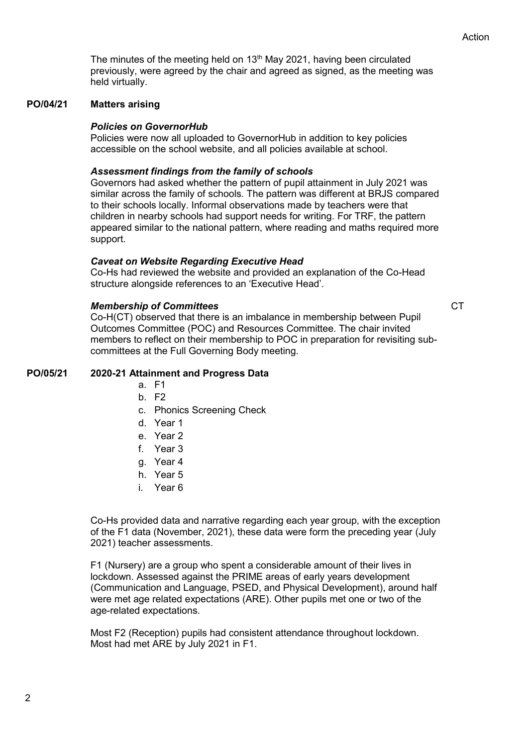Action

The minutes of the meeting held on 13th May 2021, having been circulated previously, were agreed by the chair and agreed as signed, as the meeting was held virtually.

**PO/04/21 Matters arising**

***Policies on GovernorHub***

Policies were now all uploaded to GovernorHub in addition to key policies accessible on the school website, and all policies available at school.

***Assessment findings from the family of schools***

Governors had asked whether the pattern of pupil attainment in July 2021 was similar across the family of schools. The pattern was different at BRJS compared to their schools locally. Informal observations made by teachers were that children in nearby schools had support needs for writing. For TRF, the pattern appeared similar to the national pattern, where reading and maths required more support.

***Caveat on Website Regarding Executive Head***

Co-Hs had reviewed the website and provided an explanation of the Co-Head structure alongside references to an 'Executive Head'.

***Membership of Committees*** — CT

Co-H(CT) observed that there is an imbalance in membership between Pupil Outcomes Committee (POC) and Resources Committee. The chair invited members to reflect on their membership to POC in preparation for revisiting sub-committees at the Full Governing Body meeting.

**PO/05/21 2020-21 Attainment and Progress Data**

a. F1
b. F2
c. Phonics Screening Check
d. Year 1
e. Year 2
f. Year 3
g. Year 4
h. Year 5
i. Year 6

Co-Hs provided data and narrative regarding each year group, with the exception of the F1 data (November, 2021), these data were form the preceding year (July 2021) teacher assessments.

F1 (Nursery) are a group who spent a considerable amount of their lives in lockdown. Assessed against the PRIME areas of early years development (Communication and Language, PSED, and Physical Development), around half were met age related expectations (ARE). Other pupils met one or two of the age-related expectations.

Most F2 (Reception) pupils had consistent attendance throughout lockdown. Most had met ARE by July 2021 in F1.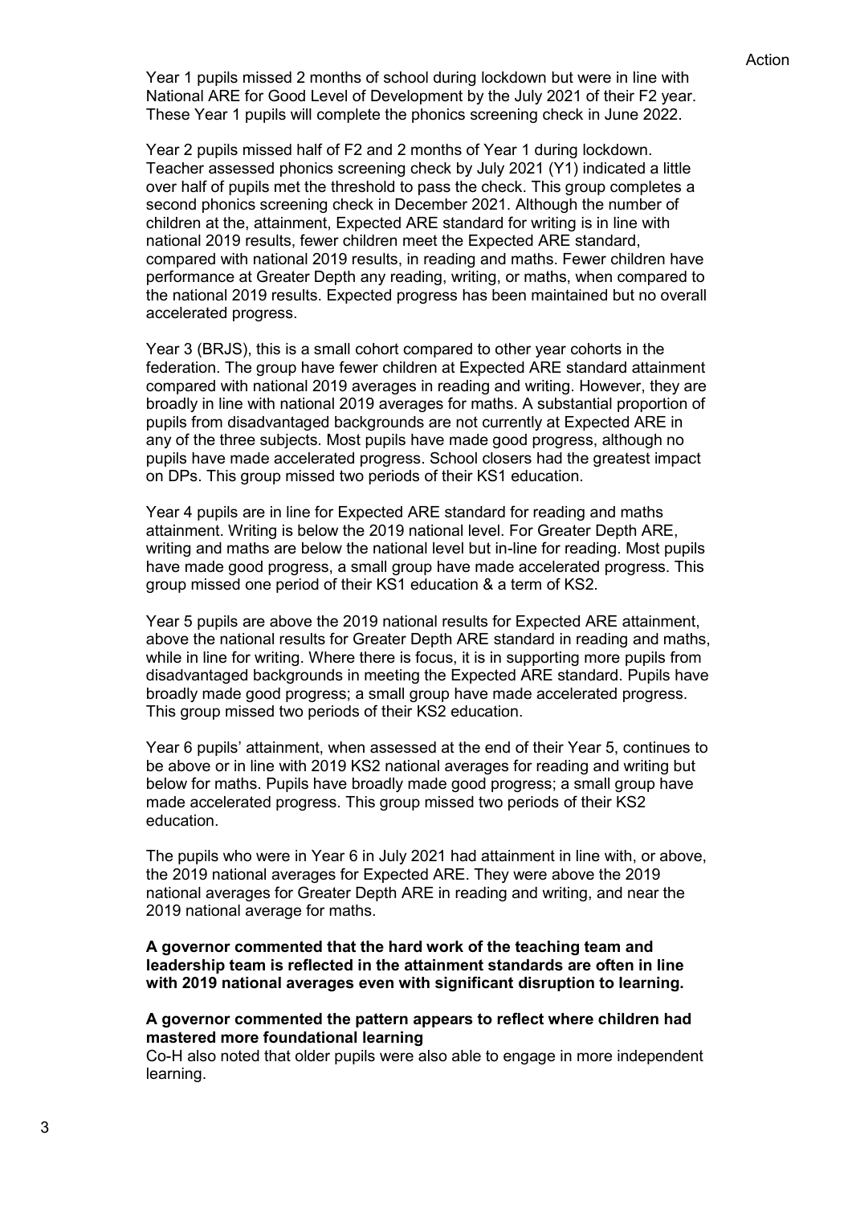Action

Year 1 pupils missed 2 months of school during lockdown but were in line with National ARE for Good Level of Development by the July 2021 of their F2 year. These Year 1 pupils will complete the phonics screening check in June 2022.

Year 2 pupils missed half of F2 and 2 months of Year 1 during lockdown. Teacher assessed phonics screening check by July 2021 (Y1) indicated a little over half of pupils met the threshold to pass the check. This group completes a second phonics screening check in December 2021. Although the number of children at the, attainment, Expected ARE standard for writing is in line with national 2019 results, fewer children meet the Expected ARE standard, compared with national 2019 results, in reading and maths. Fewer children have performance at Greater Depth any reading, writing, or maths, when compared to the national 2019 results. Expected progress has been maintained but no overall accelerated progress.

Year 3 (BRJS), this is a small cohort compared to other year cohorts in the federation. The group have fewer children at Expected ARE standard attainment compared with national 2019 averages in reading and writing. However, they are broadly in line with national 2019 averages for maths. A substantial proportion of pupils from disadvantaged backgrounds are not currently at Expected ARE in any of the three subjects. Most pupils have made good progress, although no pupils have made accelerated progress. School closers had the greatest impact on DPs. This group missed two periods of their KS1 education.

Year 4 pupils are in line for Expected ARE standard for reading and maths attainment. Writing is below the 2019 national level. For Greater Depth ARE, writing and maths are below the national level but in-line for reading. Most pupils have made good progress, a small group have made accelerated progress. This group missed one period of their KS1 education & a term of KS2.

Year 5 pupils are above the 2019 national results for Expected ARE attainment, above the national results for Greater Depth ARE standard in reading and maths, while in line for writing. Where there is focus, it is in supporting more pupils from disadvantaged backgrounds in meeting the Expected ARE standard. Pupils have broadly made good progress; a small group have made accelerated progress. This group missed two periods of their KS2 education.

Year 6 pupils' attainment, when assessed at the end of their Year 5, continues to be above or in line with 2019 KS2 national averages for reading and writing but below for maths. Pupils have broadly made good progress; a small group have made accelerated progress. This group missed two periods of their KS2 education.

The pupils who were in Year 6 in July 2021 had attainment in line with, or above, the 2019 national averages for Expected ARE. They were above the 2019 national averages for Greater Depth ARE in reading and writing, and near the 2019 national average for maths.

**A governor commented that the hard work of the teaching team and leadership team is reflected in the attainment standards are often in line with 2019 national averages even with significant disruption to learning.**

**A governor commented the pattern appears to reflect where children had mastered more foundational learning**
Co-H also noted that older pupils were also able to engage in more independent learning.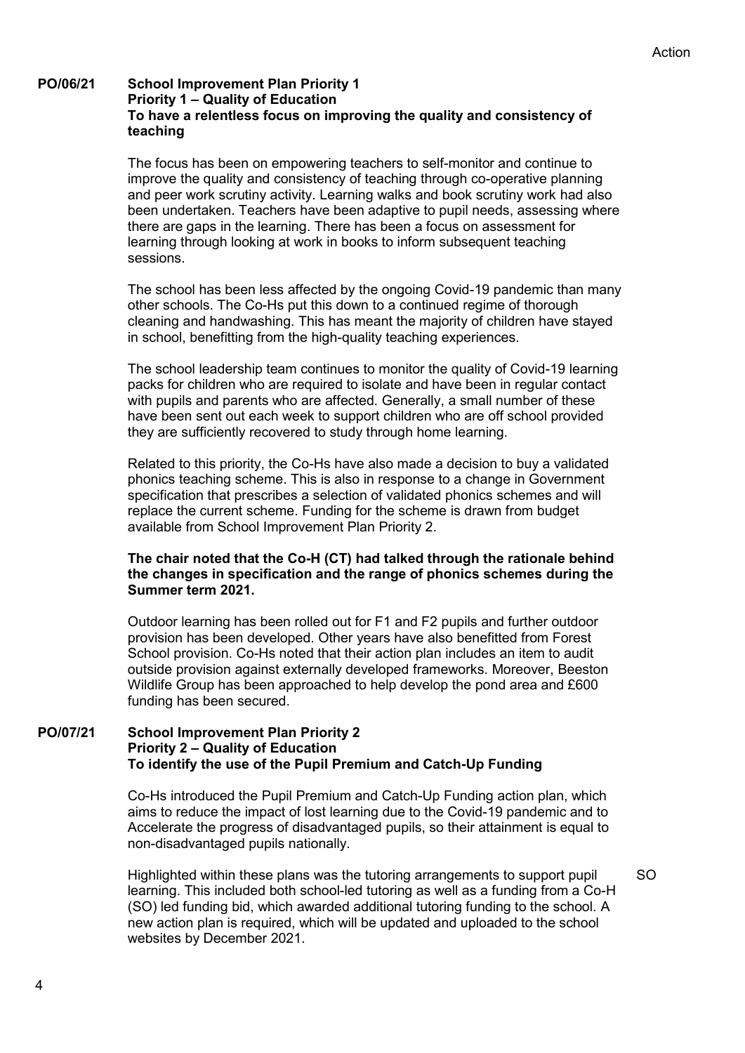Action

**PO/06/21 School Improvement Plan Priority 1**
**Priority 1 – Quality of Education**
**To have a relentless focus on improving the quality and consistency of teaching**

The focus has been on empowering teachers to self-monitor and continue to improve the quality and consistency of teaching through co-operative planning and peer work scrutiny activity. Learning walks and book scrutiny work had also been undertaken. Teachers have been adaptive to pupil needs, assessing where there are gaps in the learning. There has been a focus on assessment for learning through looking at work in books to inform subsequent teaching sessions.

The school has been less affected by the ongoing Covid-19 pandemic than many other schools. The Co-Hs put this down to a continued regime of thorough cleaning and handwashing. This has meant the majority of children have stayed in school, benefitting from the high-quality teaching experiences.

The school leadership team continues to monitor the quality of Covid-19 learning packs for children who are required to isolate and have been in regular contact with pupils and parents who are affected. Generally, a small number of these have been sent out each week to support children who are off school provided they are sufficiently recovered to study through home learning.

Related to this priority, the Co-Hs have also made a decision to buy a validated phonics teaching scheme. This is also in response to a change in Government specification that prescribes a selection of validated phonics schemes and will replace the current scheme. Funding for the scheme is drawn from budget available from School Improvement Plan Priority 2.

**The chair noted that the Co-H (CT) had talked through the rationale behind the changes in specification and the range of phonics schemes during the Summer term 2021.**

Outdoor learning has been rolled out for F1 and F2 pupils and further outdoor provision has been developed. Other years have also benefitted from Forest School provision. Co-Hs noted that their action plan includes an item to audit outside provision against externally developed frameworks. Moreover, Beeston Wildlife Group has been approached to help develop the pond area and £600 funding has been secured.

**PO/07/21 School Improvement Plan Priority 2**
**Priority 2 – Quality of Education**
**To identify the use of the Pupil Premium and Catch-Up Funding**

Co-Hs introduced the Pupil Premium and Catch-Up Funding action plan, which aims to reduce the impact of lost learning due to the Covid-19 pandemic and to Accelerate the progress of disadvantaged pupils, so their attainment is equal to non-disadvantaged pupils nationally.

Highlighted within these plans was the tutoring arrangements to support pupil learning. This included both school-led tutoring as well as a funding from a Co-H (SO) led funding bid, which awarded additional tutoring funding to the school. A new action plan is required, which will be updated and uploaded to the school websites by December 2021. — **SO**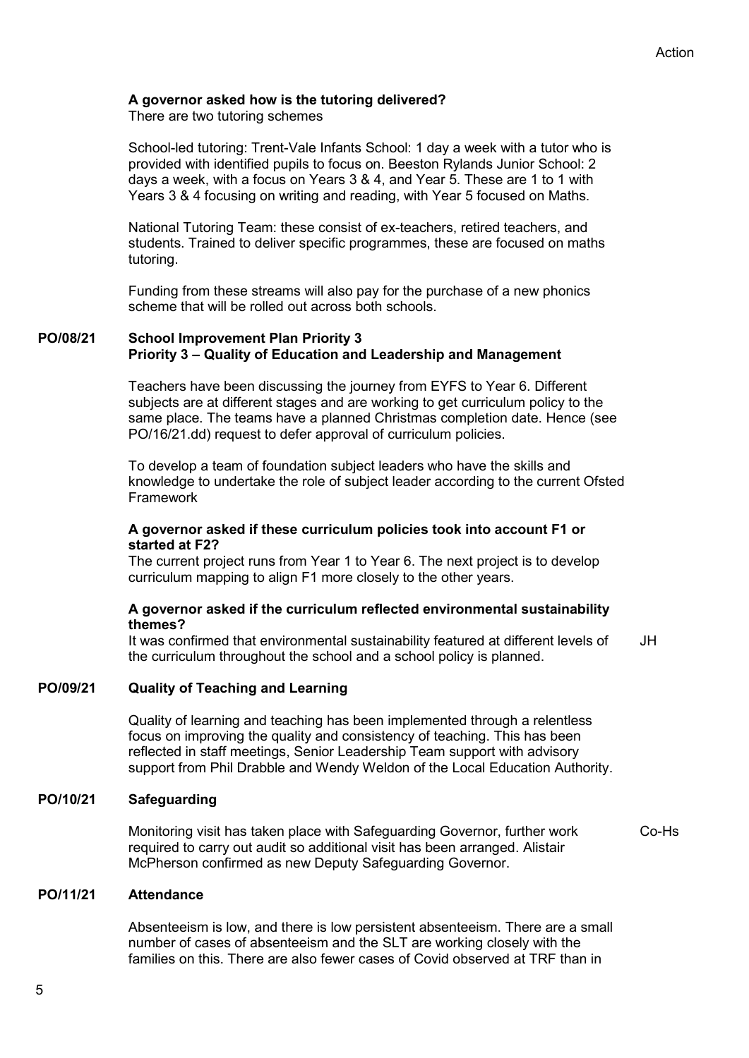**A governor asked how is the tutoring delivered?**
There are two tutoring schemes

School-led tutoring: Trent-Vale Infants School: 1 day a week with a tutor who is provided with identified pupils to focus on. Beeston Rylands Junior School: 2 days a week, with a focus on Years 3 & 4, and Year 5. These are 1 to 1 with Years 3 & 4 focusing on writing and reading, with Year 5 focused on Maths.

National Tutoring Team: these consist of ex-teachers, retired teachers, and students. Trained to deliver specific programmes, these are focused on maths tutoring.

Funding from these streams will also pay for the purchase of a new phonics scheme that will be rolled out across both schools.

## PO/08/21 School Improvement Plan Priority 3

**Priority 3 – Quality of Education and Leadership and Management**

Teachers have been discussing the journey from EYFS to Year 6. Different subjects are at different stages and are working to get curriculum policy to the same place. The teams have a planned Christmas completion date. Hence (see PO/16/21.dd) request to defer approval of curriculum policies.

To develop a team of foundation subject leaders who have the skills and knowledge to undertake the role of subject leader according to the current Ofsted Framework

**A governor asked if these curriculum policies took into account F1 or started at F2?**
The current project runs from Year 1 to Year 6. The next project is to develop curriculum mapping to align F1 more closely to the other years.

**A governor asked if the curriculum reflected environmental sustainability themes?**
It was confirmed that environmental sustainability featured at different levels of the curriculum throughout the school and a school policy is planned.

Action: JH

## PO/09/21 Quality of Teaching and Learning

Quality of learning and teaching has been implemented through a relentless focus on improving the quality and consistency of teaching. This has been reflected in staff meetings, Senior Leadership Team support with advisory support from Phil Drabble and Wendy Weldon of the Local Education Authority.

## PO/10/21 Safeguarding

Monitoring visit has taken place with Safeguarding Governor, further work required to carry out audit so additional visit has been arranged. Alistair McPherson confirmed as new Deputy Safeguarding Governor.

Action: Co-Hs

## PO/11/21 Attendance

Absenteeism is low, and there is low persistent absenteeism. There are a small number of cases of absenteeism and the SLT are working closely with the families on this. There are also fewer cases of Covid observed at TRF than in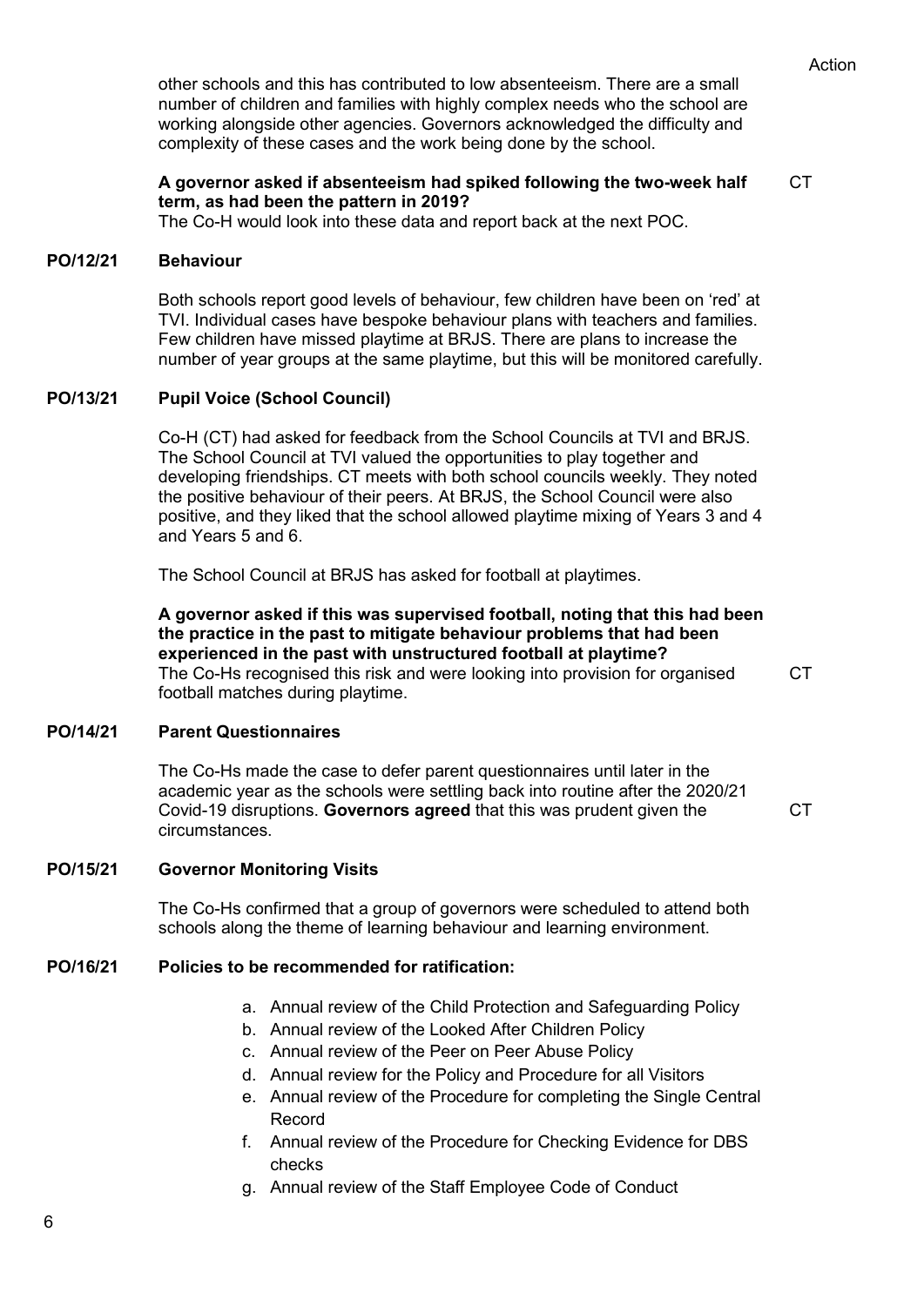Action

other schools and this has contributed to low absenteeism. There are a small number of children and families with highly complex needs who the school are working alongside other agencies. Governors acknowledged the difficulty and complexity of these cases and the work being done by the school.

**A governor asked if absenteeism had spiked following the two-week half term, as had been the pattern in 2019?** — CT
The Co-H would look into these data and report back at the next POC.

**PO/12/21 Behaviour**

Both schools report good levels of behaviour, few children have been on 'red' at TVI. Individual cases have bespoke behaviour plans with teachers and families. Few children have missed playtime at BRJS. There are plans to increase the number of year groups at the same playtime, but this will be monitored carefully.

**PO/13/21 Pupil Voice (School Council)**

Co-H (CT) had asked for feedback from the School Councils at TVI and BRJS. The School Council at TVI valued the opportunities to play together and developing friendships. CT meets with both school councils weekly. They noted the positive behaviour of their peers. At BRJS, the School Council were also positive, and they liked that the school allowed playtime mixing of Years 3 and 4 and Years 5 and 6.

The School Council at BRJS has asked for football at playtimes.

**A governor asked if this was supervised football, noting that this had been the practice in the past to mitigate behaviour problems that had been experienced in the past with unstructured football at playtime?**
The Co-Hs recognised this risk and were looking into provision for organised football matches during playtime. — CT

**PO/14/21 Parent Questionnaires**

The Co-Hs made the case to defer parent questionnaires until later in the academic year as the schools were settling back into routine after the 2020/21 Covid-19 disruptions. **Governors agreed** that this was prudent given the circumstances. — CT

**PO/15/21 Governor Monitoring Visits**

The Co-Hs confirmed that a group of governors were scheduled to attend both schools along the theme of learning behaviour and learning environment.

**PO/16/21 Policies to be recommended for ratification:**

a. Annual review of the Child Protection and Safeguarding Policy
b. Annual review of the Looked After Children Policy
c. Annual review of the Peer on Peer Abuse Policy
d. Annual review for the Policy and Procedure for all Visitors
e. Annual review of the Procedure for completing the Single Central Record
f. Annual review of the Procedure for Checking Evidence for DBS checks
g. Annual review of the Staff Employee Code of Conduct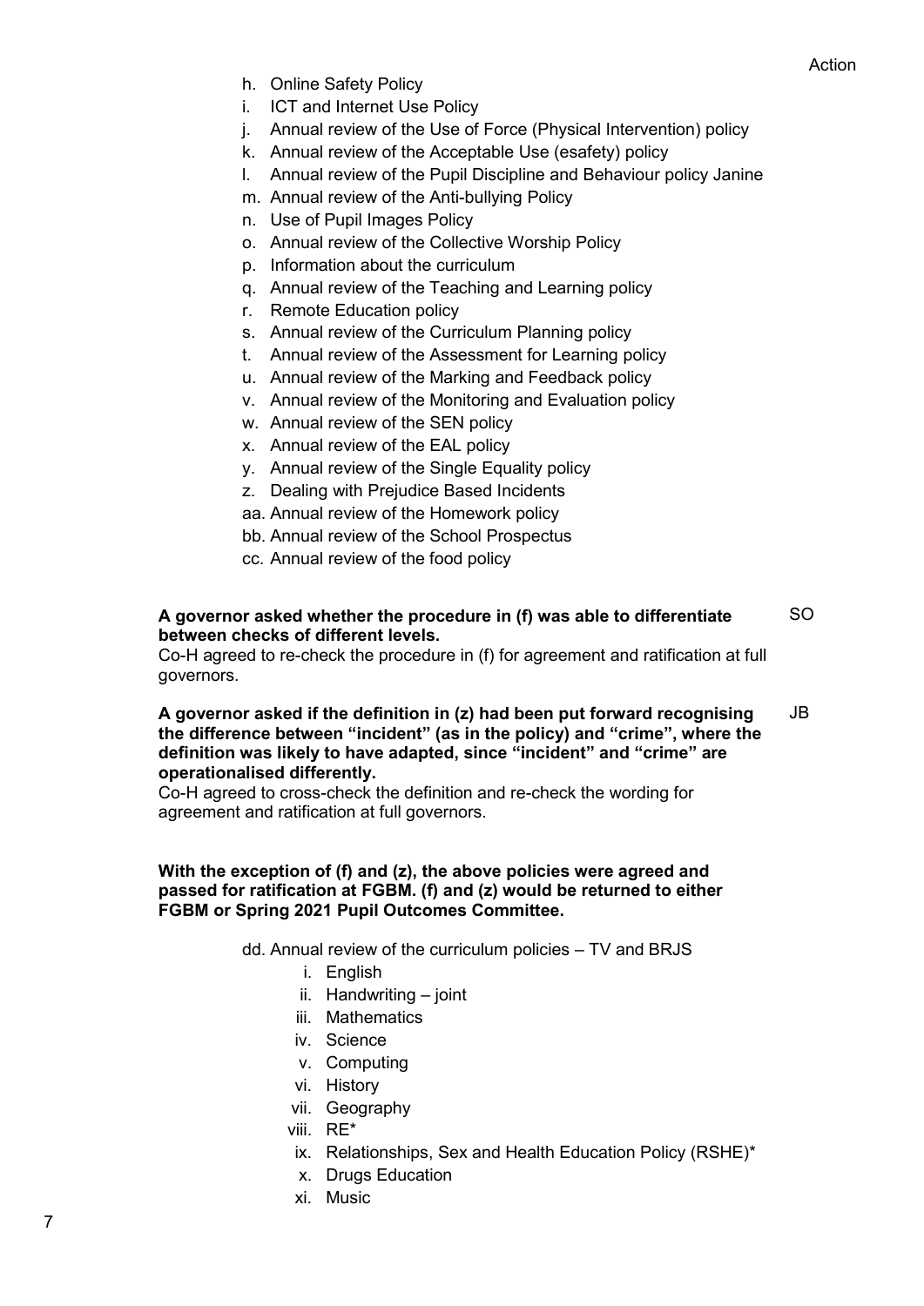Action

h. Online Safety Policy
i. ICT and Internet Use Policy
j. Annual review of the Use of Force (Physical Intervention) policy
k. Annual review of the Acceptable Use (esafety) policy
l. Annual review of the Pupil Discipline and Behaviour policy Janine
m. Annual review of the Anti-bullying Policy
n. Use of Pupil Images Policy
o. Annual review of the Collective Worship Policy
p. Information about the curriculum
q. Annual review of the Teaching and Learning policy
r. Remote Education policy
s. Annual review of the Curriculum Planning policy
t. Annual review of the Assessment for Learning policy
u. Annual review of the Marking and Feedback policy
v. Annual review of the Monitoring and Evaluation policy
w. Annual review of the SEN policy
x. Annual review of the EAL policy
y. Annual review of the Single Equality policy
z. Dealing with Prejudice Based Incidents
aa. Annual review of the Homework policy
bb. Annual review of the School Prospectus
cc. Annual review of the food policy

**A governor asked whether the procedure in (f) was able to differentiate between checks of different levels.** SO
Co-H agreed to re-check the procedure in (f) for agreement and ratification at full governors.

**A governor asked if the definition in (z) had been put forward recognising the difference between "incident" (as in the policy) and "crime", where the definition was likely to have adapted, since "incident" and "crime" are operationalised differently.** JB
Co-H agreed to cross-check the definition and re-check the wording for agreement and ratification at full governors.

**With the exception of (f) and (z), the above policies were agreed and passed for ratification at FGBM. (f) and (z) would be returned to either FGBM or Spring 2021 Pupil Outcomes Committee.**

dd. Annual review of the curriculum policies – TV and BRJS

i. English
ii. Handwriting – joint
iii. Mathematics
iv. Science
v. Computing
vi. History
vii. Geography
viii. RE*
ix. Relationships, Sex and Health Education Policy (RSHE)*
x. Drugs Education
xi. Music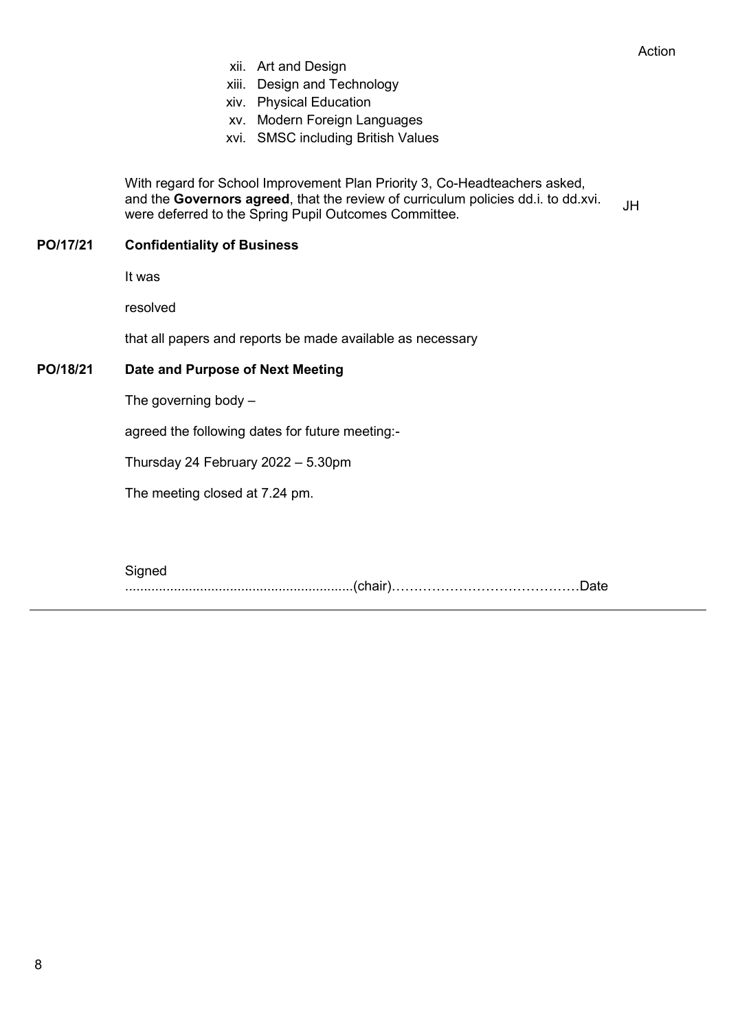Action

xii. Art and Design
xiii. Design and Technology
xiv. Physical Education
xv. Modern Foreign Languages
xvi. SMSC including British Values

With regard for School Improvement Plan Priority 3, Co-Headteachers asked, and the **Governors agreed**, that the review of curriculum policies dd.i. to dd.xvi. were deferred to the Spring Pupil Outcomes Committee. JH

**PO/17/21 Confidentiality of Business**

It was

resolved

that all papers and reports be made available as necessary

**PO/18/21 Date and Purpose of Next Meeting**

The governing body –

agreed the following dates for future meeting:-

Thursday 24 February 2022 – 5.30pm

The meeting closed at 7.24 pm.

Signed ............................................................(chair)……………………………………Date